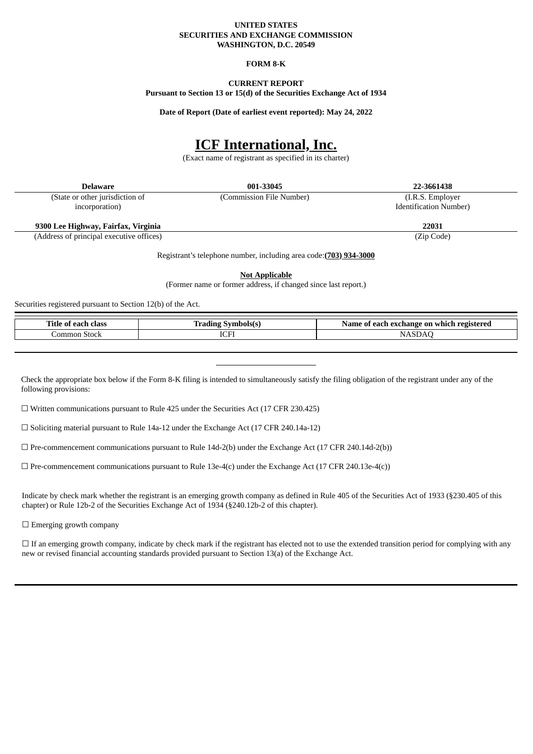**UNITED STATES**
**SECURITIES AND EXCHANGE COMMISSION**
**WASHINGTON, D.C. 20549**

**FORM 8-K**

**CURRENT REPORT**
**Pursuant to Section 13 or 15(d) of the Securities Exchange Act of 1934**

**Date of Report (Date of earliest event reported): May 24, 2022**

# ICF International, Inc.

(Exact name of registrant as specified in its charter)

| **Delaware** | **001-33045** | **22-3661438** |
|---|---|---|
| (State or other jurisdiction of incorporation) | (Commission File Number) | (I.R.S. Employer Identification Number) |

| **9300 Lee Highway, Fairfax, Virginia** | **22031** |
|---|---|
| (Address of principal executive offices) | (Zip Code) |

Registrant's telephone number, including area code:**(703) 934-3000**

**Not Applicable**
(Former name or former address, if changed since last report.)

Securities registered pursuant to Section 12(b) of the Act.

| Title of each class | Trading Symbols(s) | Name of each exchange on which registered |
|---|---|---|
| Common Stock | ICFI | NASDAQ |

Check the appropriate box below if the Form 8-K filing is intended to simultaneously satisfy the filing obligation of the registrant under any of the following provisions:

☐ Written communications pursuant to Rule 425 under the Securities Act (17 CFR 230.425)

☐ Soliciting material pursuant to Rule 14a-12 under the Exchange Act (17 CFR 240.14a-12)

☐ Pre-commencement communications pursuant to Rule 14d-2(b) under the Exchange Act (17 CFR 240.14d-2(b))

☐ Pre-commencement communications pursuant to Rule 13e-4(c) under the Exchange Act (17 CFR 240.13e-4(c))

Indicate by check mark whether the registrant is an emerging growth company as defined in Rule 405 of the Securities Act of 1933 (§230.405 of this chapter) or Rule 12b-2 of the Securities Exchange Act of 1934 (§240.12b-2 of this chapter).

☐ Emerging growth company

☐ If an emerging growth company, indicate by check mark if the registrant has elected not to use the extended transition period for complying with any new or revised financial accounting standards provided pursuant to Section 13(a) of the Exchange Act.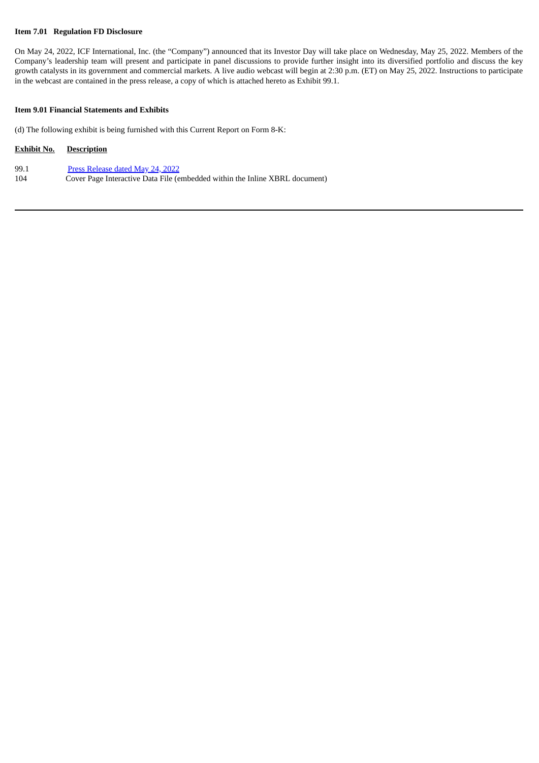**Item 7.01 Regulation FD Disclosure**

On May 24, 2022, ICF International, Inc. (the "Company") announced that its Investor Day will take place on Wednesday, May 25, 2022. Members of the Company's leadership team will present and participate in panel discussions to provide further insight into its diversified portfolio and discuss the key growth catalysts in its government and commercial markets. A live audio webcast will begin at 2:30 p.m. (ET) on May 25, 2022. Instructions to participate in the webcast are contained in the press release, a copy of which is attached hereto as Exhibit 99.1.

**Item 9.01 Financial Statements and Exhibits**

(d) The following exhibit is being furnished with this Current Report on Form 8-K:

| Exhibit No. | Description |
| --- | --- |
| 99.1 | Press Release dated May 24, 2022 |
| 104 | Cover Page Interactive Data File (embedded within the Inline XBRL document) |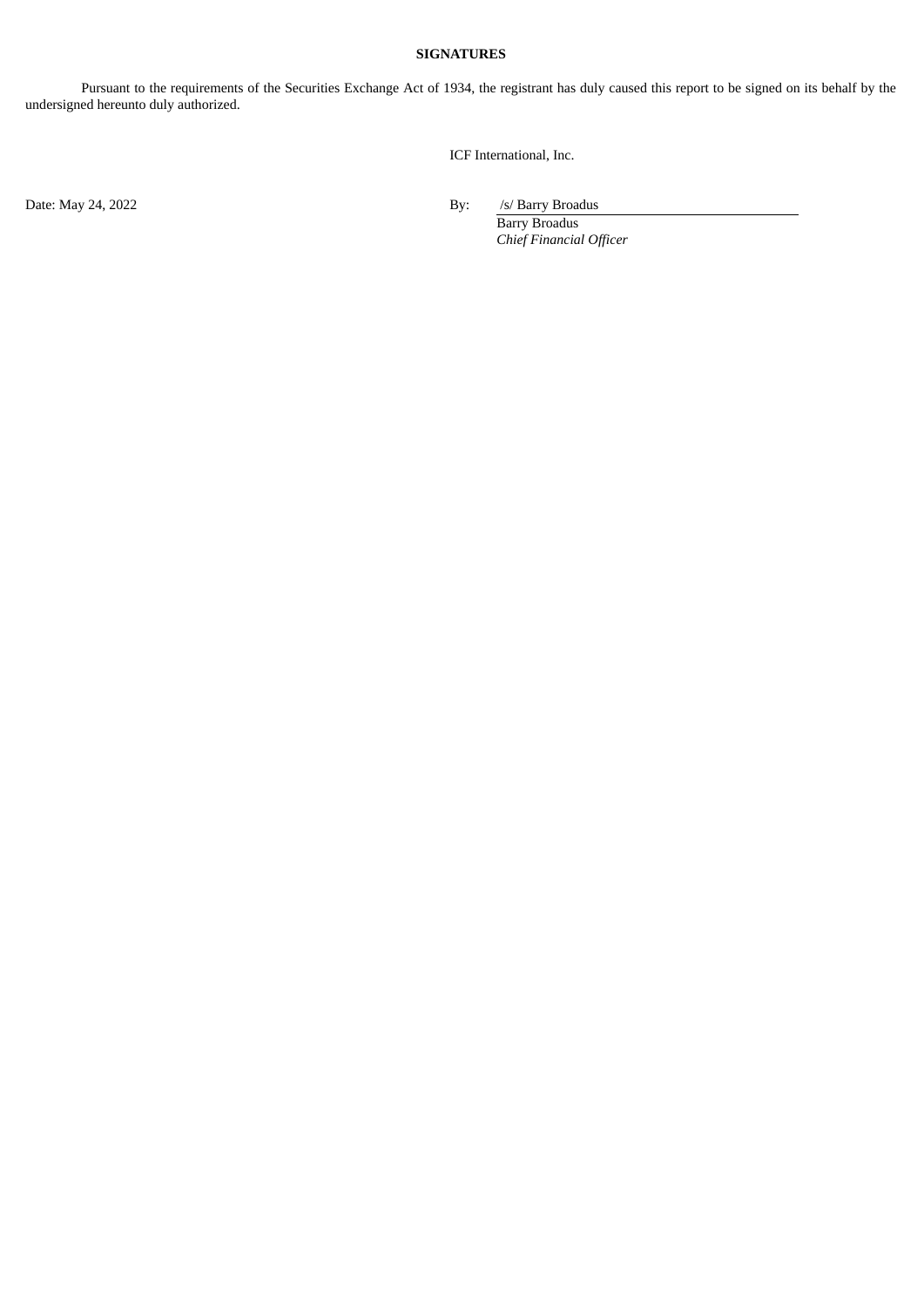**SIGNATURES**

Pursuant to the requirements of the Securities Exchange Act of 1934, the registrant has duly caused this report to be signed on its behalf by the undersigned hereunto duly authorized.

ICF International, Inc.

Date: May 24, 2022

By: /s/ Barry Broadus
Barry Broadus
*Chief Financial Officer*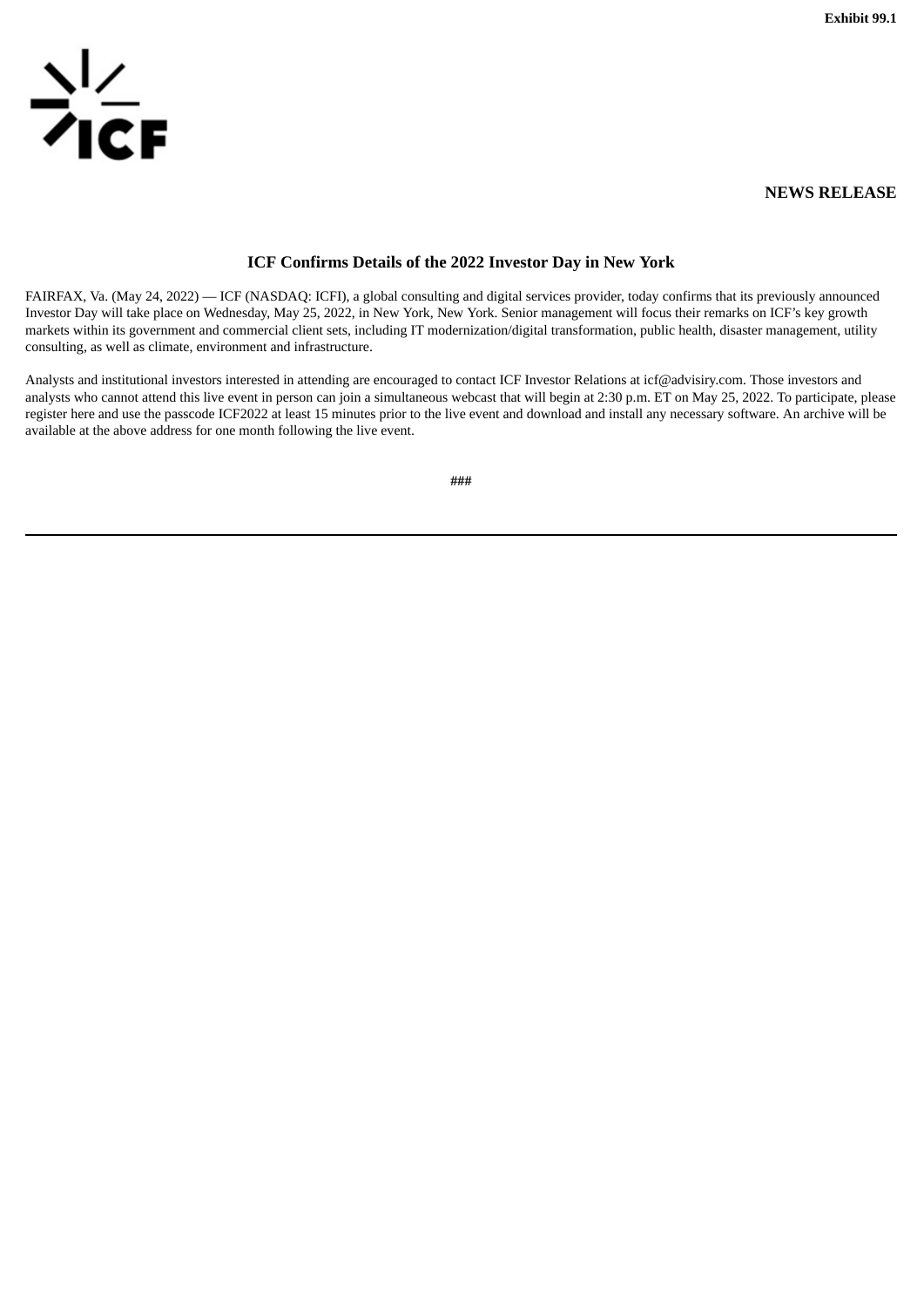**Exhibit 99.1**

**NEWS RELEASE**

## ICF Confirms Details of the 2022 Investor Day in New York

FAIRFAX, Va. (May 24, 2022) — ICF (NASDAQ: ICFI), a global consulting and digital services provider, today confirms that its previously announced Investor Day will take place on Wednesday, May 25, 2022, in New York, New York. Senior management will focus their remarks on ICF's key growth markets within its government and commercial client sets, including IT modernization/digital transformation, public health, disaster management, utility consulting, as well as climate, environment and infrastructure.

Analysts and institutional investors interested in attending are encouraged to contact ICF Investor Relations at icf@advisiry.com. Those investors and analysts who cannot attend this live event in person can join a simultaneous webcast that will begin at 2:30 p.m. ET on May 25, 2022. To participate, please register here and use the passcode ICF2022 at least 15 minutes prior to the live event and download and install any necessary software. An archive will be available at the above address for one month following the live event.

###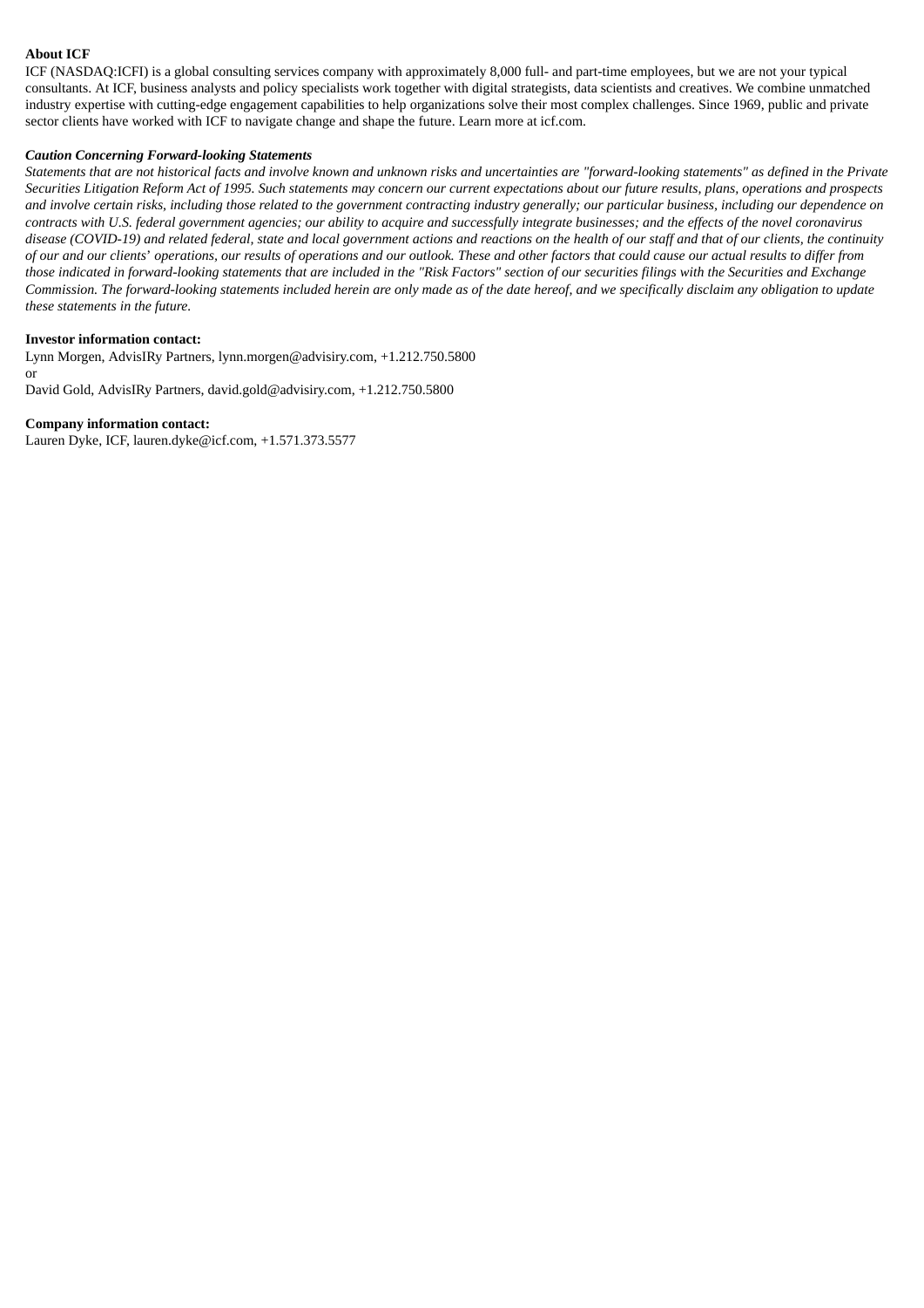**About ICF**

ICF (NASDAQ:ICFI) is a global consulting services company with approximately 8,000 full- and part-time employees, but we are not your typical consultants. At ICF, business analysts and policy specialists work together with digital strategists, data scientists and creatives. We combine unmatched industry expertise with cutting-edge engagement capabilities to help organizations solve their most complex challenges. Since 1969, public and private sector clients have worked with ICF to navigate change and shape the future. Learn more at icf.com.

***Caution Concerning Forward-looking Statements***

*Statements that are not historical facts and involve known and unknown risks and uncertainties are "forward-looking statements" as defined in the Private Securities Litigation Reform Act of 1995. Such statements may concern our current expectations about our future results, plans, operations and prospects and involve certain risks, including those related to the government contracting industry generally; our particular business, including our dependence on contracts with U.S. federal government agencies; our ability to acquire and successfully integrate businesses; and the effects of the novel coronavirus disease (COVID-19) and related federal, state and local government actions and reactions on the health of our staff and that of our clients, the continuity of our and our clients' operations, our results of operations and our outlook. These and other factors that could cause our actual results to differ from those indicated in forward-looking statements that are included in the "Risk Factors" section of our securities filings with the Securities and Exchange Commission. The forward-looking statements included herein are only made as of the date hereof, and we specifically disclaim any obligation to update these statements in the future.*

**Investor information contact:**

Lynn Morgen, AdvisIRy Partners, lynn.morgen@advisiry.com, +1.212.750.5800

or

David Gold, AdvisIRy Partners, david.gold@advisiry.com, +1.212.750.5800

**Company information contact:**

Lauren Dyke, ICF, lauren.dyke@icf.com, +1.571.373.5577